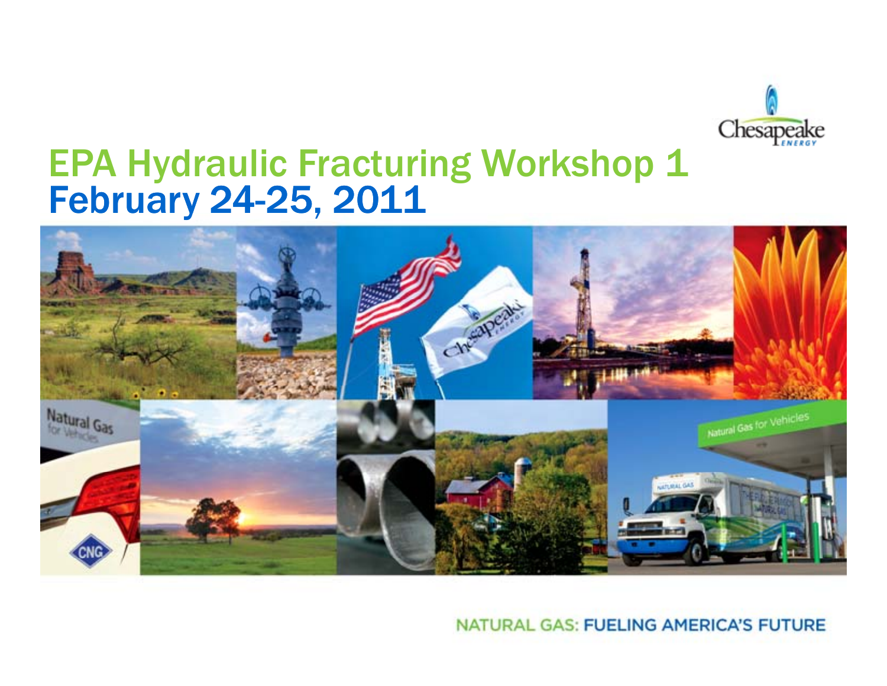# EPA Hydraulic Fracturing Workshop 1

## February 24-25, 2011

NATURAL GAS: FUELING AMERICA'S FUTURE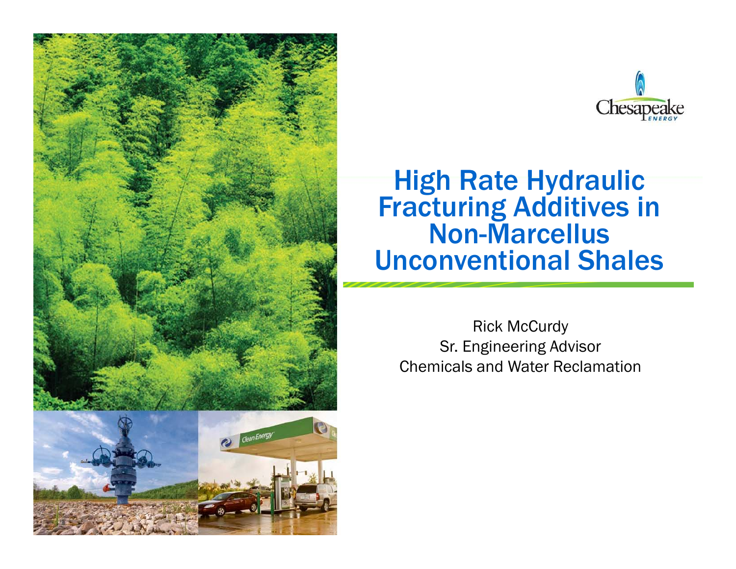# High Rate Hydraulic Fracturing Additives in Non-Marcellus Unconventional Shales

Rick McCurdy
Sr. Engineering Advisor
Chemicals and Water Reclamation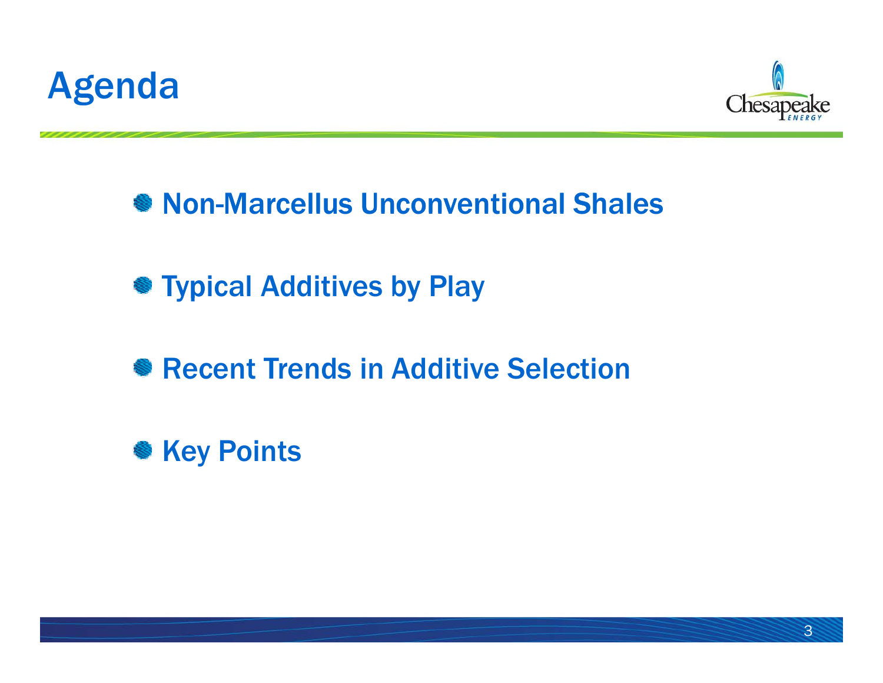# Agenda

- Non-Marcellus Unconventional Shales
- Typical Additives by Play
- Recent Trends in Additive Selection
- Key Points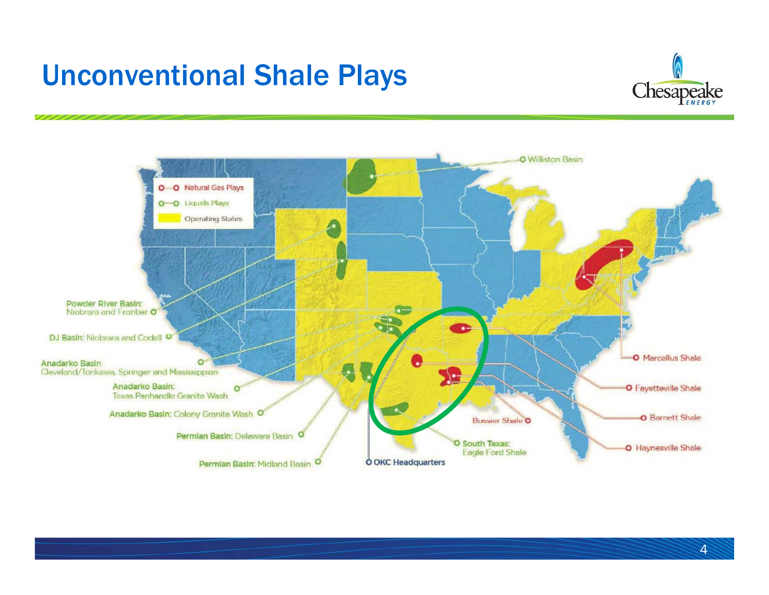# Unconventional Shale Plays

- Natural Gas Plays
- Liquids Plays
- Operating States

Williston Basin

Powder River Basin: Niobrara and Frontier

DJ Basin: Niobrara and Codell

Anadarko Basin: Cleveland/Tonkawa, Springer and Mississippian

Anadarko Basin: Texas Panhandle Granite Wash

Anadarko Basin: Colony Granite Wash

Permian Basin: Delaware Basin

Permian Basin: Midland Basin

OKC Headquarters

South Texas: Eagle Ford Shale

Bossier Shale

Marcellus Shale

Fayetteville Shale

Barnett Shale

Haynesville Shale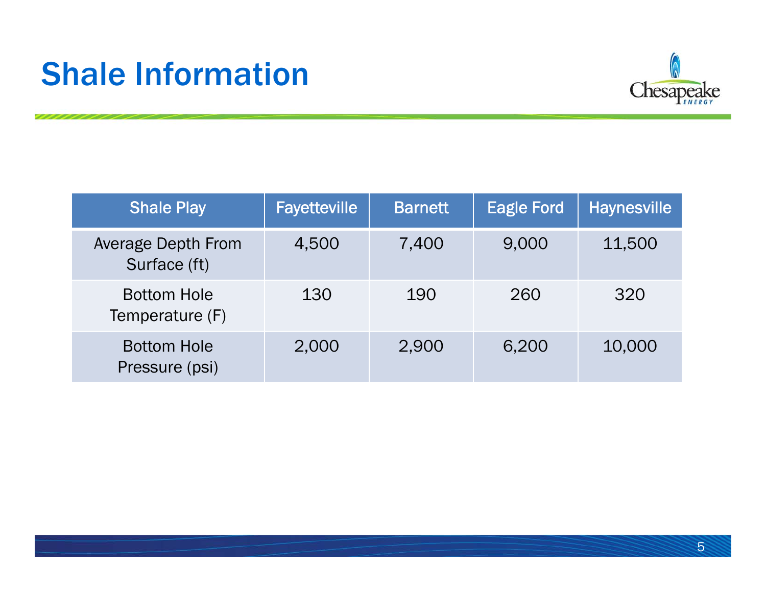# Shale Information

| Shale Play | Fayetteville | Barnett | Eagle Ford | Haynesville |
|---|---|---|---|---|
| Average Depth From Surface (ft) | 4,500 | 7,400 | 9,000 | 11,500 |
| Bottom Hole Temperature (F) | 130 | 190 | 260 | 320 |
| Bottom Hole Pressure (psi) | 2,000 | 2,900 | 6,200 | 10,000 |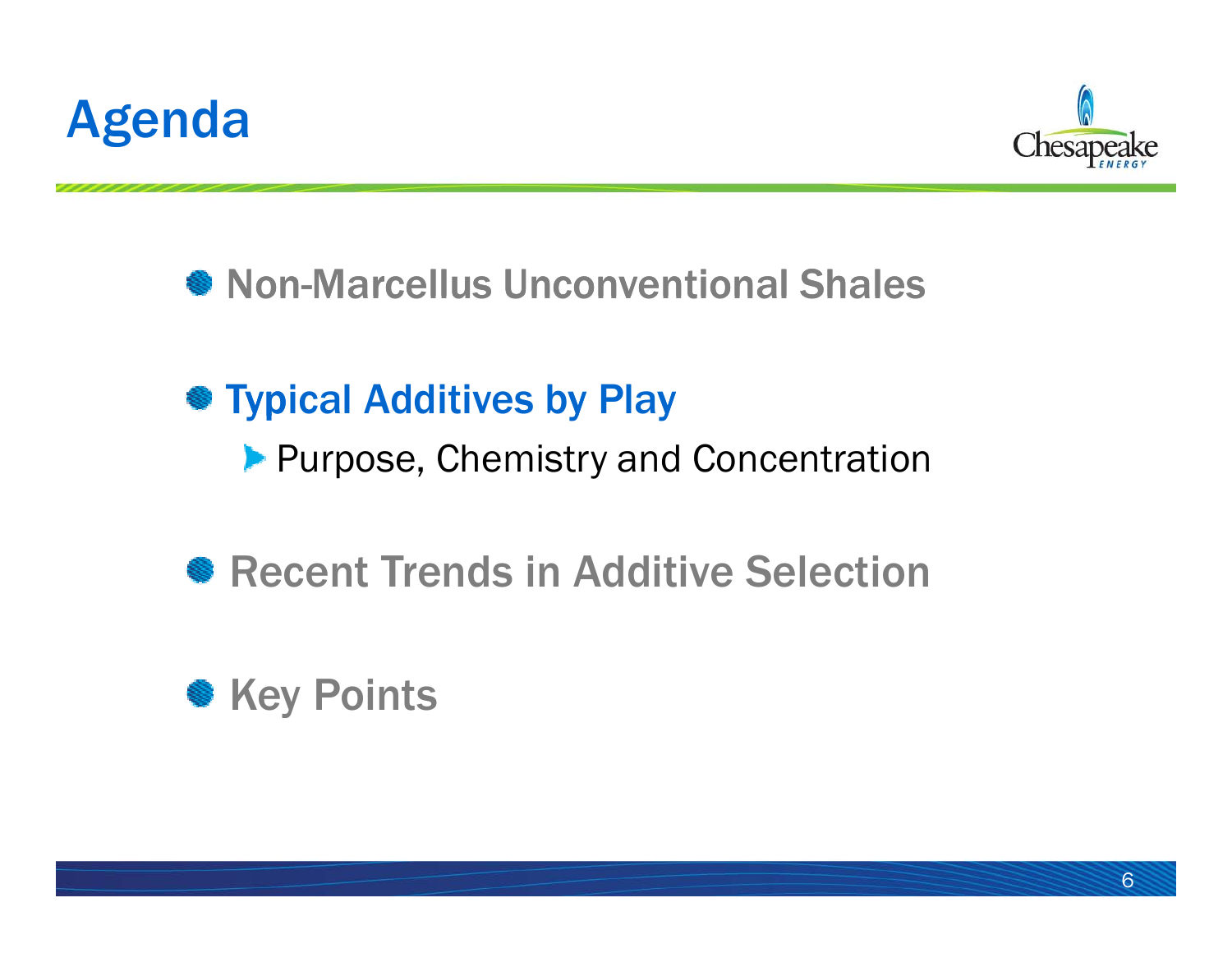# Agenda

- Non-Marcellus Unconventional Shales
- **Typical Additives by Play**
  - Purpose, Chemistry and Concentration
- Recent Trends in Additive Selection
- Key Points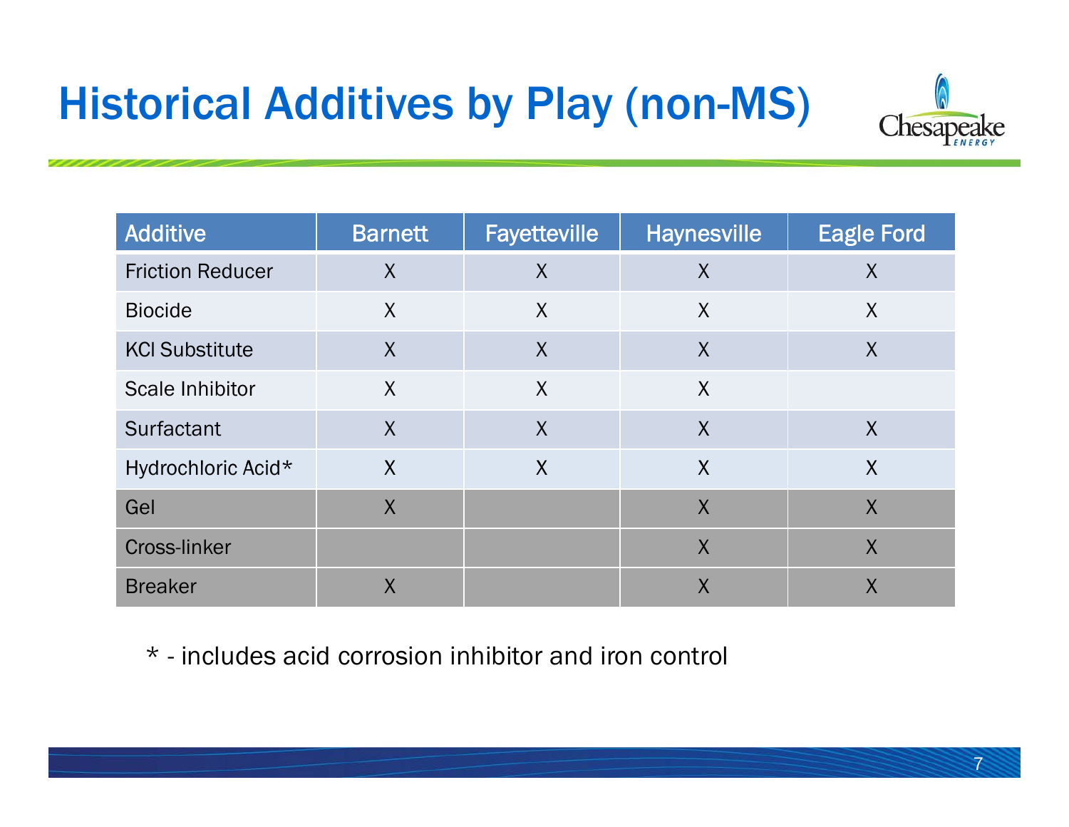# Historical Additives by Play (non-MS)

| Additive | Barnett | Fayetteville | Haynesville | Eagle Ford |
|---|---|---|---|---|
| Friction Reducer | X | X | X | X |
| Biocide | X | X | X | X |
| KCl Substitute | X | X | X | X |
| Scale Inhibitor | X | X | X | |
| Surfactant | X | X | X | X |
| Hydrochloric Acid* | X | X | X | X |
| Gel | X | | X | X |
| Cross-linker | | | X | X |
| Breaker | X | | X | X |

* - includes acid corrosion inhibitor and iron control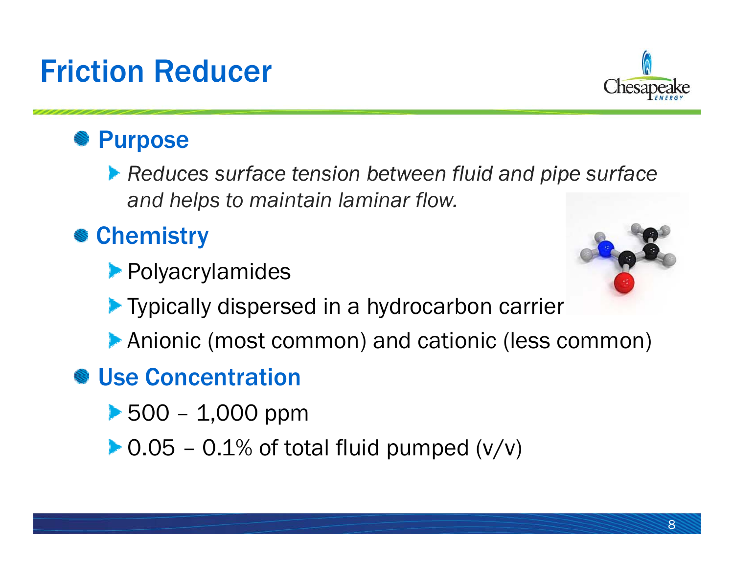# Friction Reducer

- **Purpose**
  - *Reduces surface tension between fluid and pipe surface and helps to maintain laminar flow.*
- **Chemistry**
  - Polyacrylamides
  - Typically dispersed in a hydrocarbon carrier
  - Anionic (most common) and cationic (less common)
- **Use Concentration**
  - 500 – 1,000 ppm
  - 0.05 – 0.1% of total fluid pumped (v/v)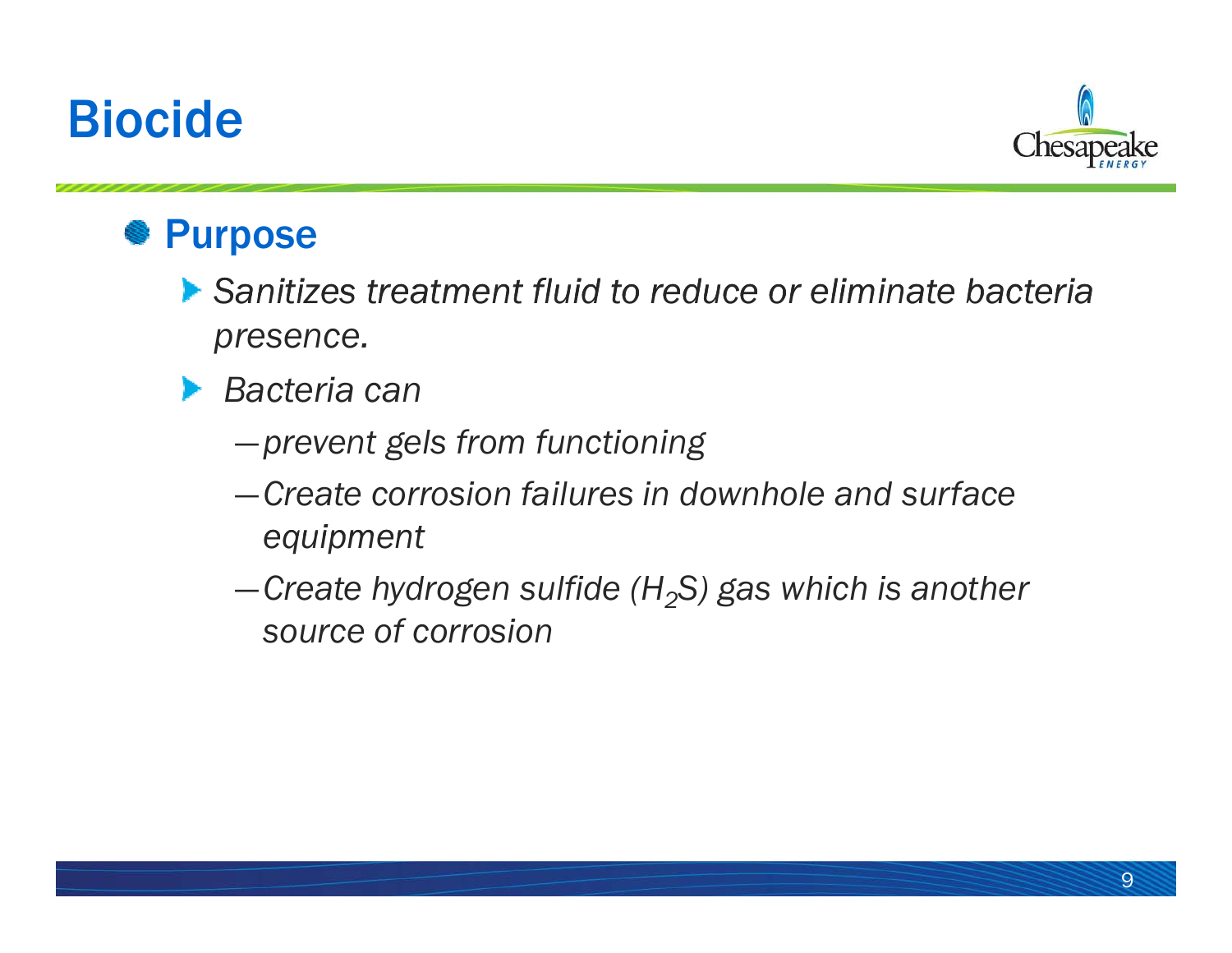# Biocide

- **Purpose**
  - *Sanitizes treatment fluid to reduce or eliminate bacteria presence.*
  - *Bacteria can*
    - *prevent gels from functioning*
    - *Create corrosion failures in downhole and surface equipment*
    - *Create hydrogen sulfide ($H_2S$) gas which is another source of corrosion*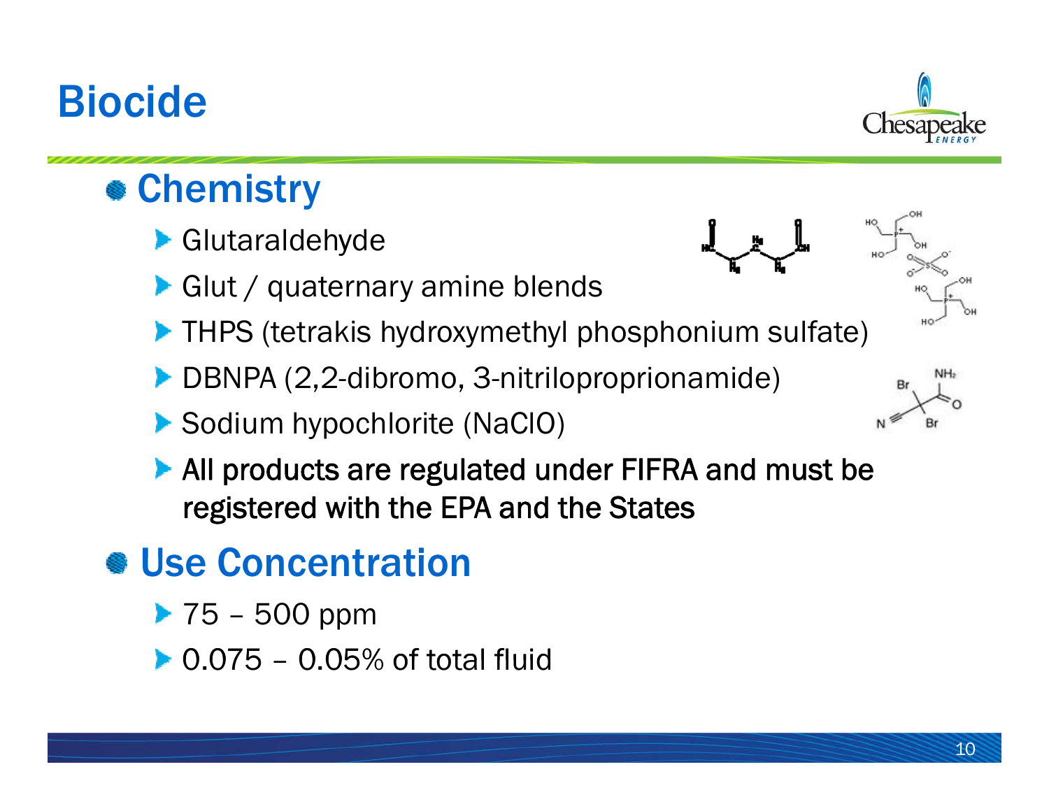# Biocide

- **Chemistry**
  - Glutaraldehyde
  - Glut / quaternary amine blends
  - THPS (tetrakis hydroxymethyl phosphonium sulfate)
  - DBNPA (2,2-dibromo, 3-nitriloproprionamide)
  - Sodium hypochlorite (NaClO)
  - All products are regulated under FIFRA and must be registered with the EPA and the States
- **Use Concentration**
  - 75 – 500 ppm
  - 0.075 – 0.05% of total fluid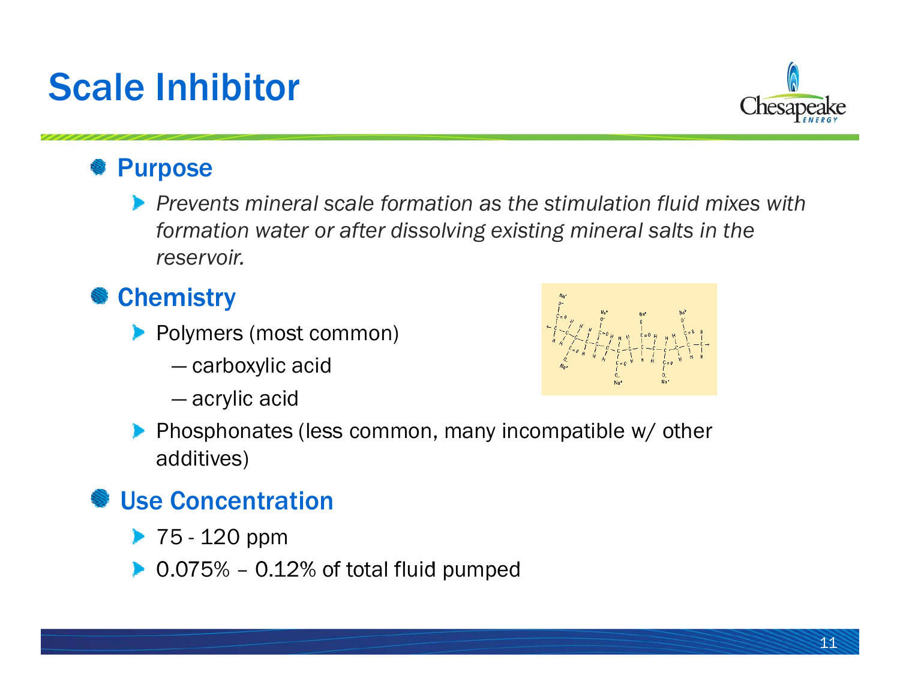# Scale Inhibitor

- **Purpose**
  - *Prevents mineral scale formation as the stimulation fluid mixes with formation water or after dissolving existing mineral salts in the reservoir.*
- **Chemistry**
  - Polymers (most common)
    - — carboxylic acid
    - — acrylic acid
  - Phosphonates (less common, many incompatible w/ other additives)
- **Use Concentration**
  - 75 - 120 ppm
  - 0.075% – 0.12% of total fluid pumped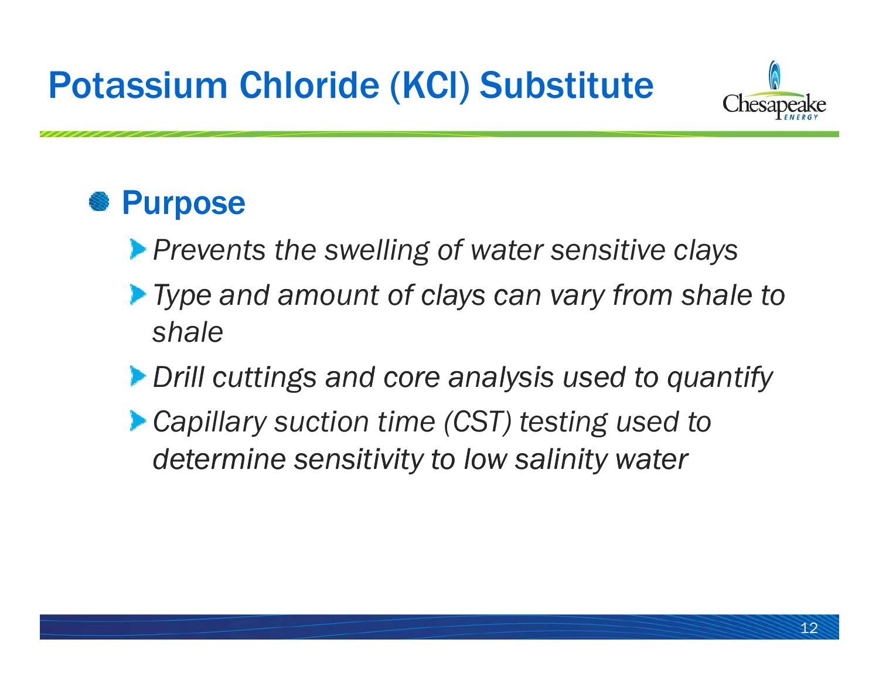# Potassium Chloride (KCl) Substitute

## Purpose

- *Prevents the swelling of water sensitive clays*
- *Type and amount of clays can vary from shale to shale*
- *Drill cuttings and core analysis used to quantify*
- *Capillary suction time (CST) testing used to determine sensitivity to low salinity water*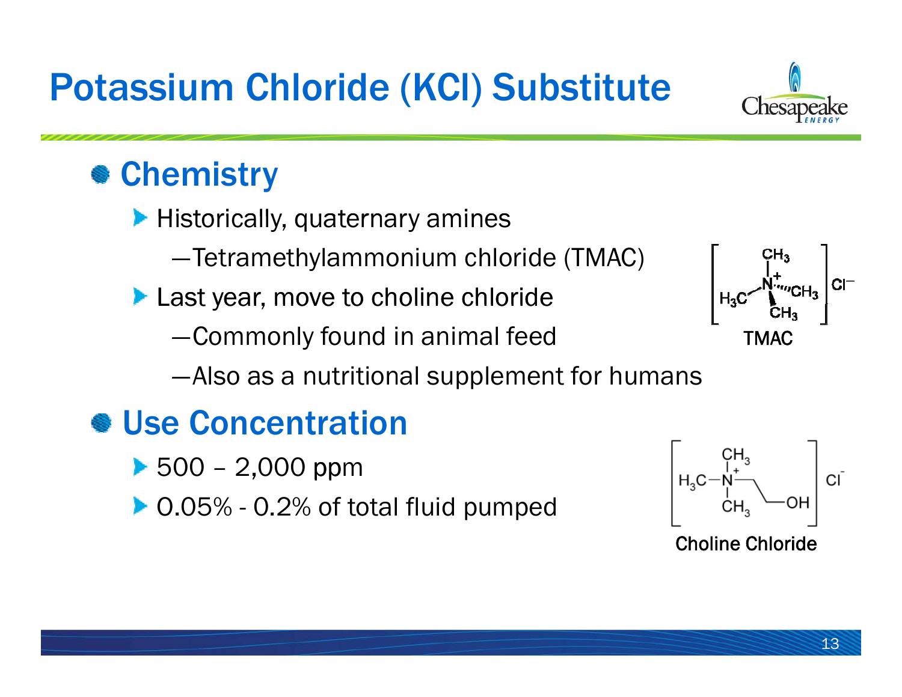# Potassium Chloride (KCl) Substitute

## Chemistry

- Historically, quaternary amines
  - —Tetramethylammonium chloride (TMAC)
- Last year, move to choline chloride
  - —Commonly found in animal feed
  - —Also as a nutritional supplement for humans

TMAC

Choline Chloride

## Use Concentration

- 500 – 2,000 ppm
- 0.05% - 0.2% of total fluid pumped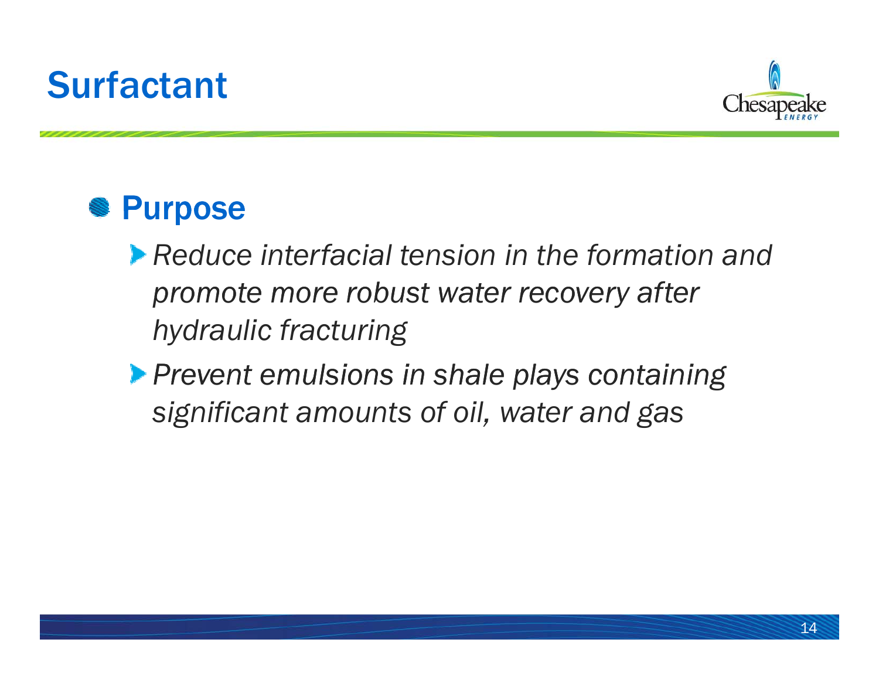# Surfactant

- **Purpose**
  - *Reduce interfacial tension in the formation and promote more robust water recovery after hydraulic fracturing*
  - *Prevent emulsions in shale plays containing significant amounts of oil, water and gas*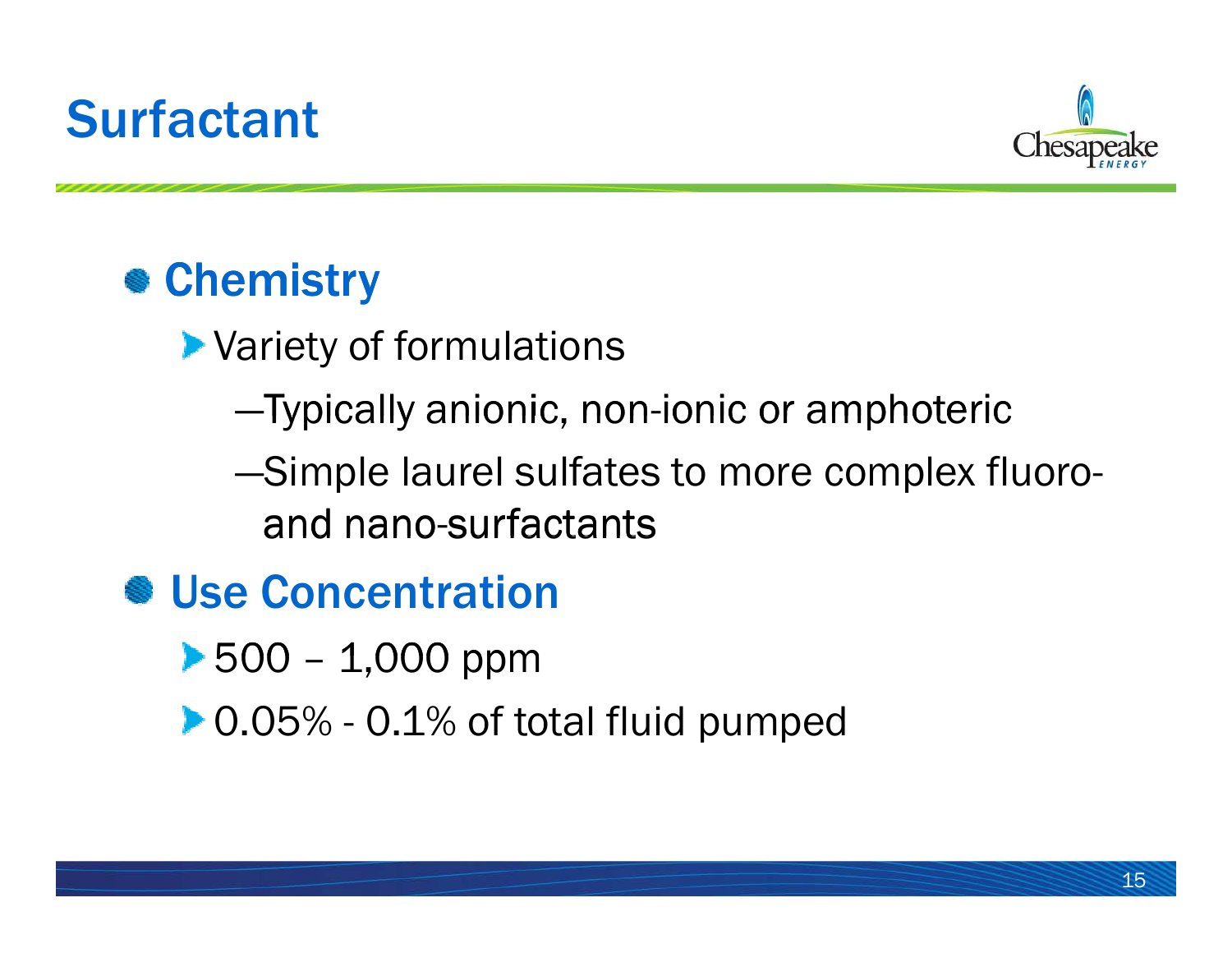# Surfactant

- **Chemistry**
  - Variety of formulations
    - —Typically anionic, non-ionic or amphoteric
    - —Simple laurel sulfates to more complex fluoro- and nano-surfactants
- **Use Concentration**
  - 500 – 1,000 ppm
  - 0.05% - 0.1% of total fluid pumped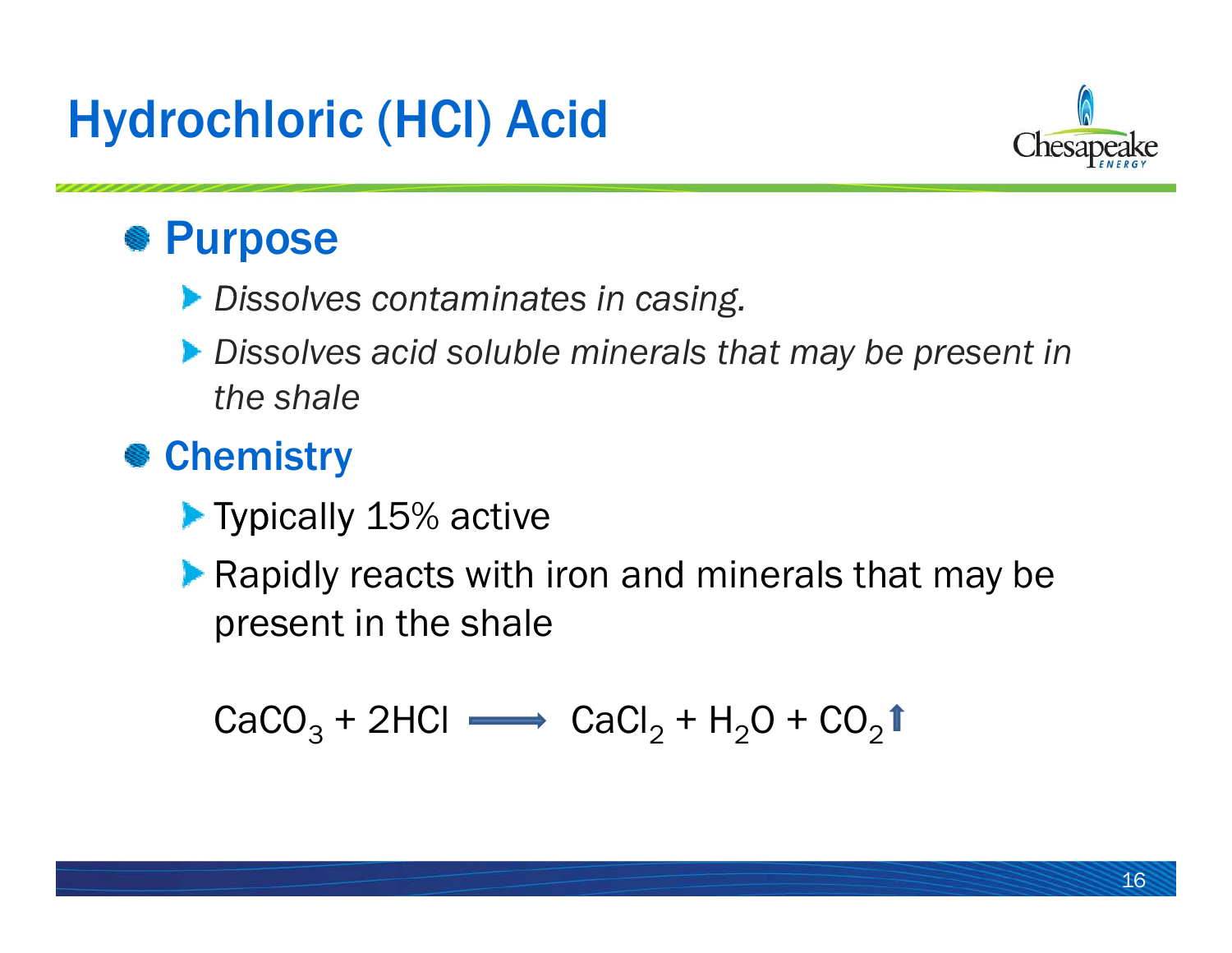# Hydrochloric (HCl) Acid

## Purpose

- *Dissolves contaminates in casing.*
- *Dissolves acid soluble minerals that may be present in the shale*

## Chemistry

- Typically 15% active
- Rapidly reacts with iron and minerals that may be present in the shale

$$CaCO_3 + 2HCl \longrightarrow CaCl_2 + H_2O + CO_2\uparrow$$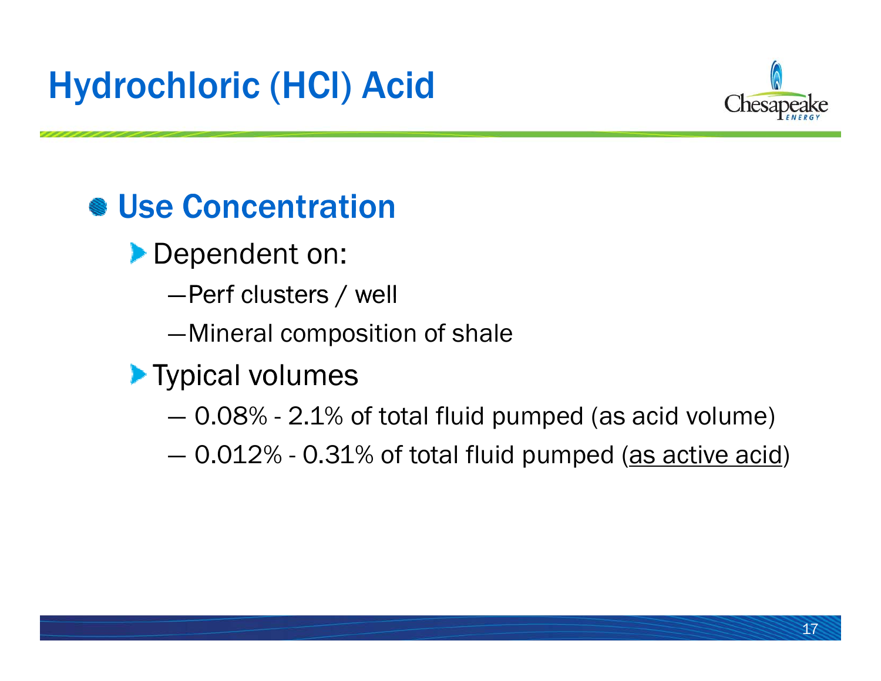# Hydrochloric (HCl) Acid

- **Use Concentration**
  - Dependent on:
    - Perf clusters / well
    - Mineral composition of shale
  - Typical volumes
    - 0.08% - 2.1% of total fluid pumped (as acid volume)
    - 0.012% - 0.31% of total fluid pumped (<u>as active acid</u>)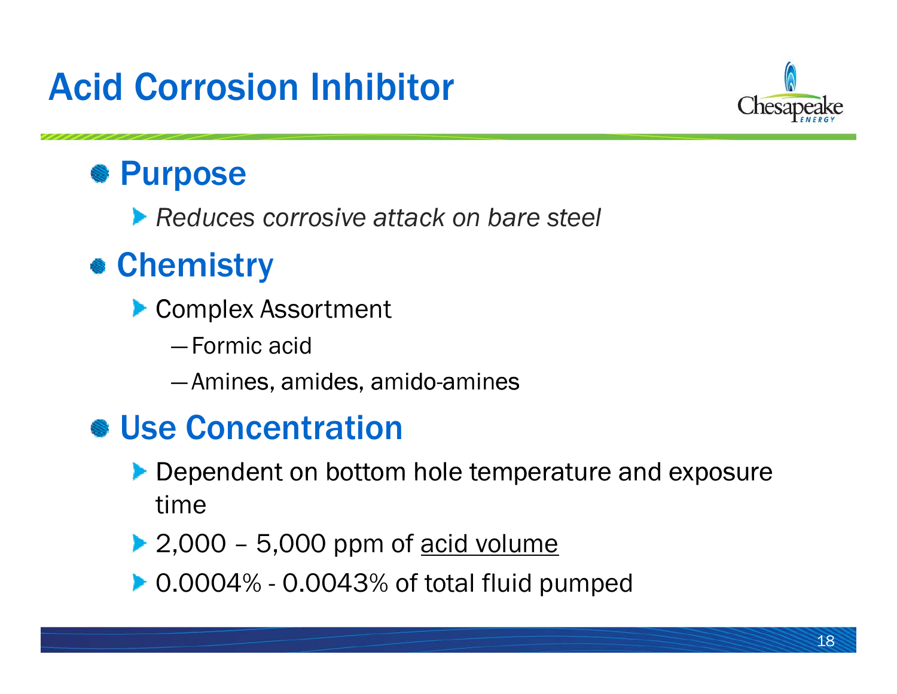# Acid Corrosion Inhibitor

## Purpose

- *Reduces corrosive attack on bare steel*

## Chemistry

- Complex Assortment
  - Formic acid
  - Amines, amides, amido-amines

## Use Concentration

- Dependent on bottom hole temperature and exposure time
- 2,000 – 5,000 ppm of <u>acid volume</u>
- 0.0004% - 0.0043% of total fluid pumped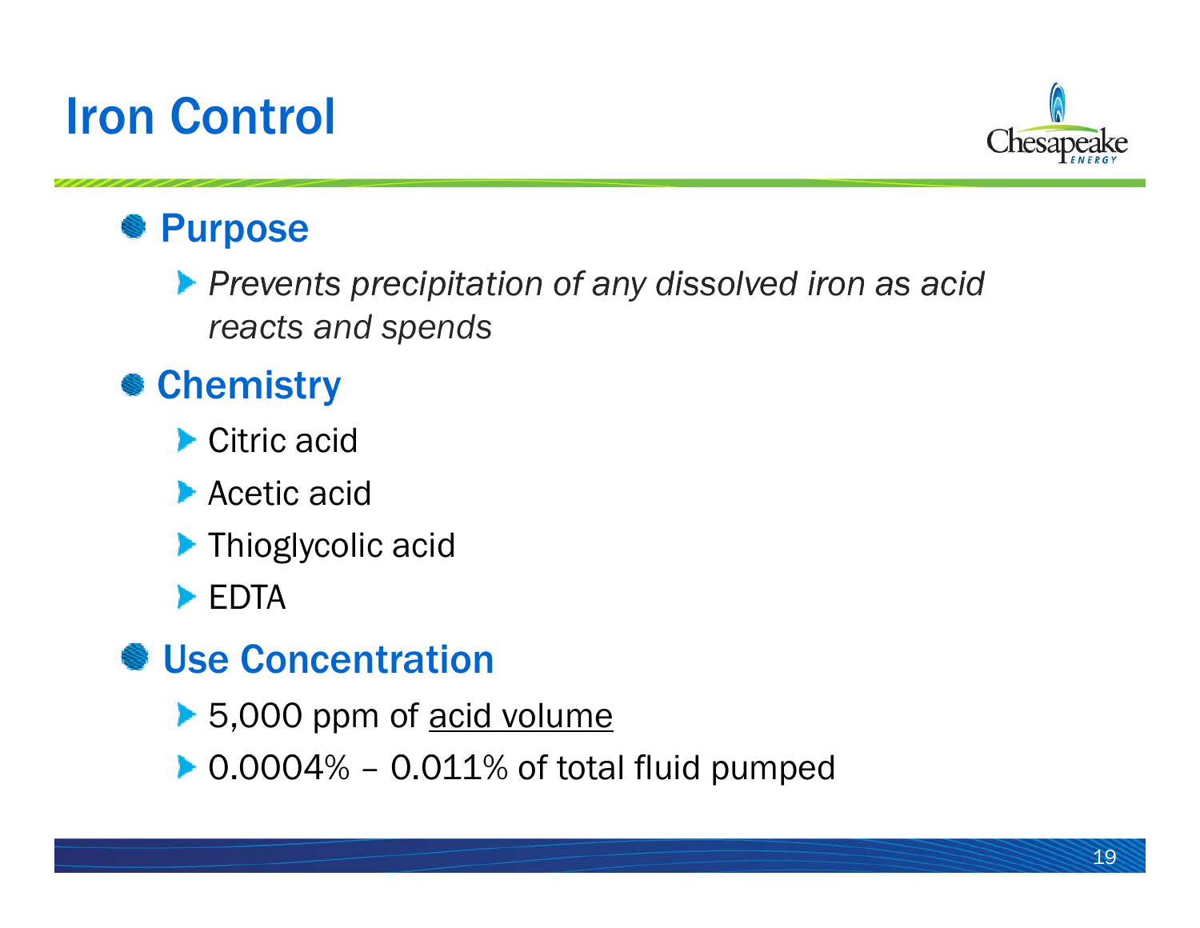# Iron Control

- **Purpose**
  - *Prevents precipitation of any dissolved iron as acid reacts and spends*
- **Chemistry**
  - Citric acid
  - Acetic acid
  - Thioglycolic acid
  - EDTA
- **Use Concentration**
  - 5,000 ppm of <u>acid volume</u>
  - 0.0004% – 0.011% of total fluid pumped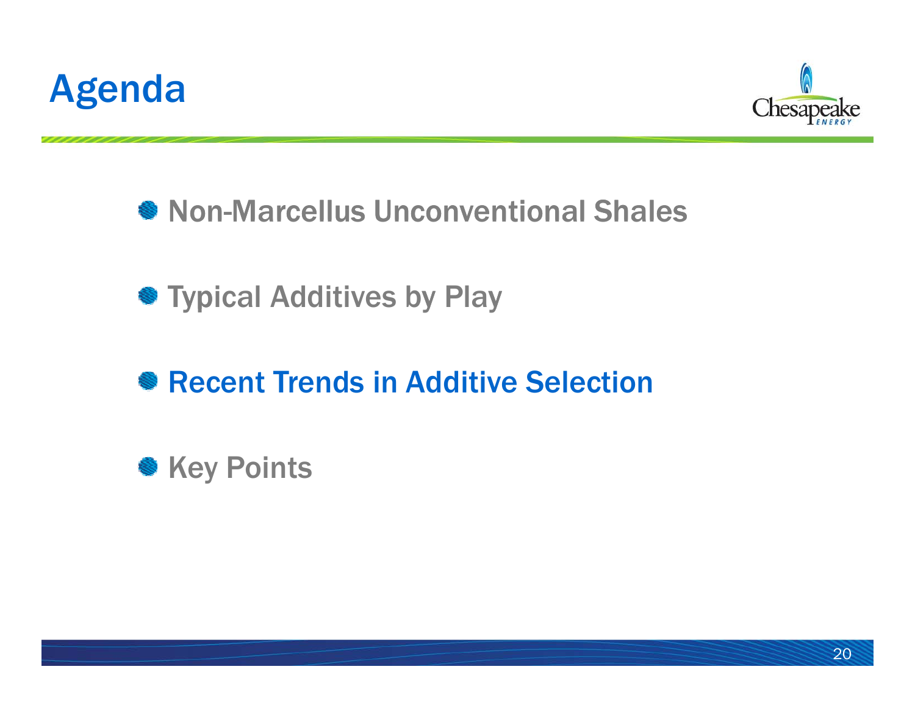# Agenda

- Non-Marcellus Unconventional Shales
- Typical Additives by Play
- Recent Trends in Additive Selection
- Key Points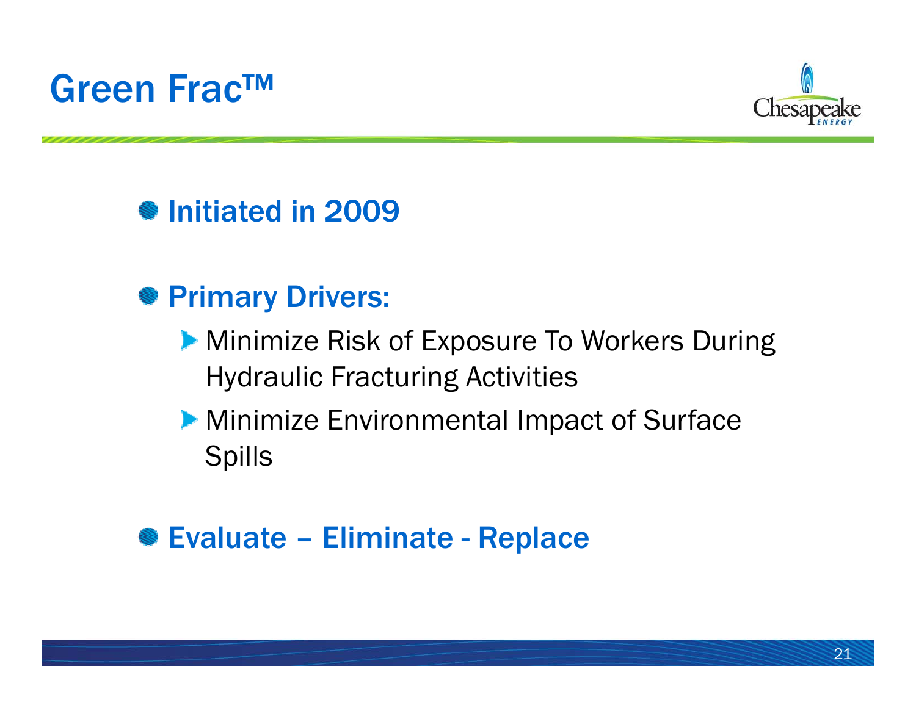# Green Frac™

- **Initiated in 2009**
- **Primary Drivers:**
  - Minimize Risk of Exposure To Workers During Hydraulic Fracturing Activities
  - Minimize Environmental Impact of Surface Spills
- **Evaluate – Eliminate - Replace**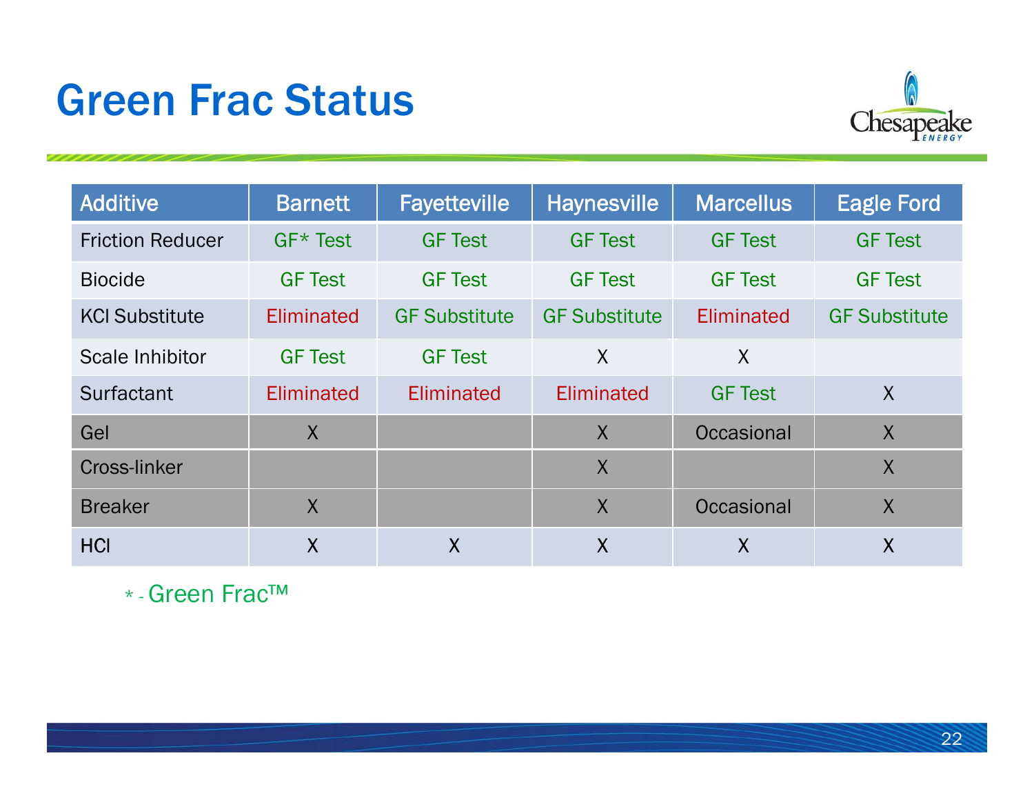# Green Frac Status

| Additive | Barnett | Fayetteville | Haynesville | Marcellus | Eagle Ford |
|---|---|---|---|---|---|
| Friction Reducer | GF* Test | GF Test | GF Test | GF Test | GF Test |
| Biocide | GF Test | GF Test | GF Test | GF Test | GF Test |
| KCl Substitute | Eliminated | GF Substitute | GF Substitute | Eliminated | GF Substitute |
| Scale Inhibitor | GF Test | GF Test | X | X | |
| Surfactant | Eliminated | Eliminated | Eliminated | GF Test | X |
| Gel | X | | X | Occasional | X |
| Cross-linker | | | X | | X |
| Breaker | X | | X | Occasional | X |
| HCl | X | X | X | X | X |

* - Green Frac™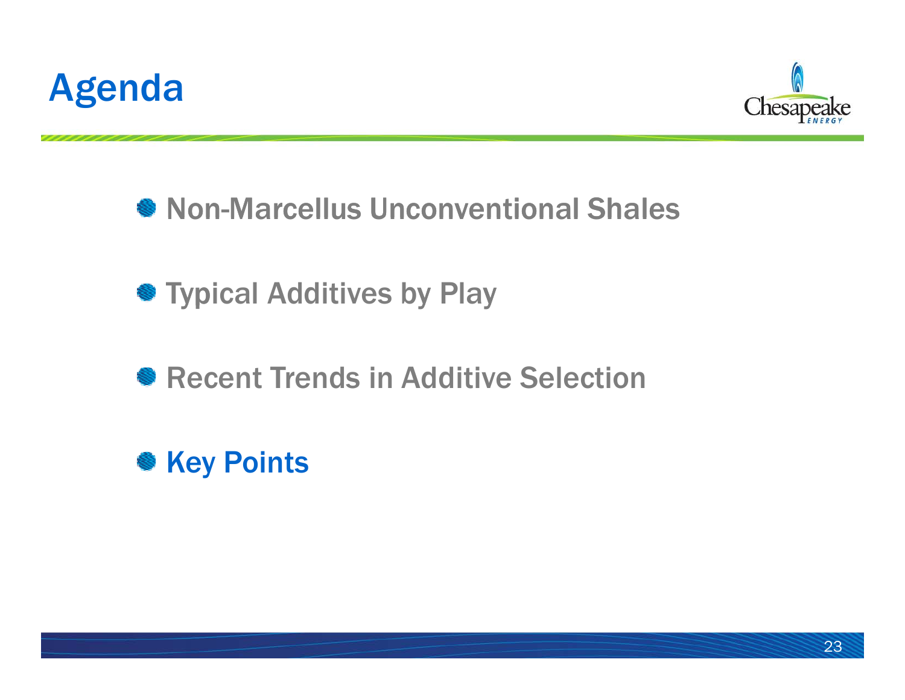# Agenda

- Non-Marcellus Unconventional Shales
- Typical Additives by Play
- Recent Trends in Additive Selection
- **Key Points**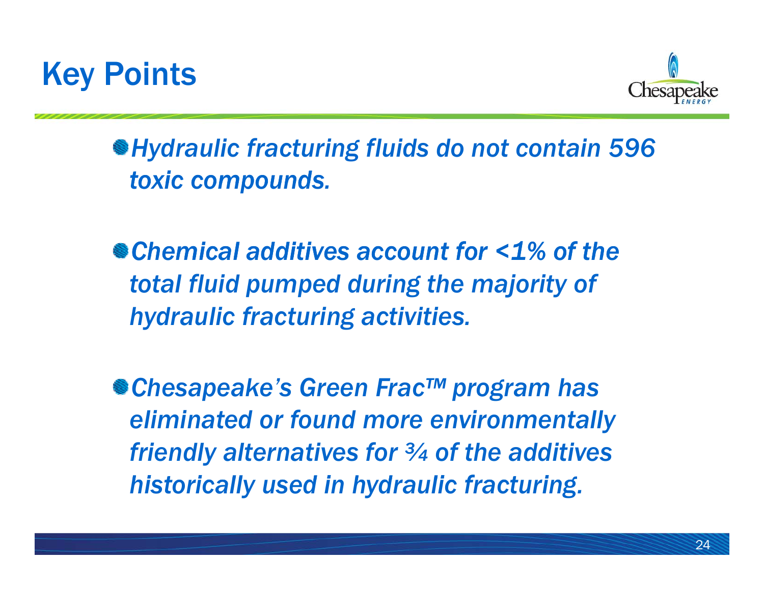# Key Points

- *Hydraulic fracturing fluids do not contain 596 toxic compounds.*

- *Chemical additives account for <1% of the total fluid pumped during the majority of hydraulic fracturing activities.*

- *Chesapeake's Green Frac™ program has eliminated or found more environmentally friendly alternatives for ¾ of the additives historically used in hydraulic fracturing.*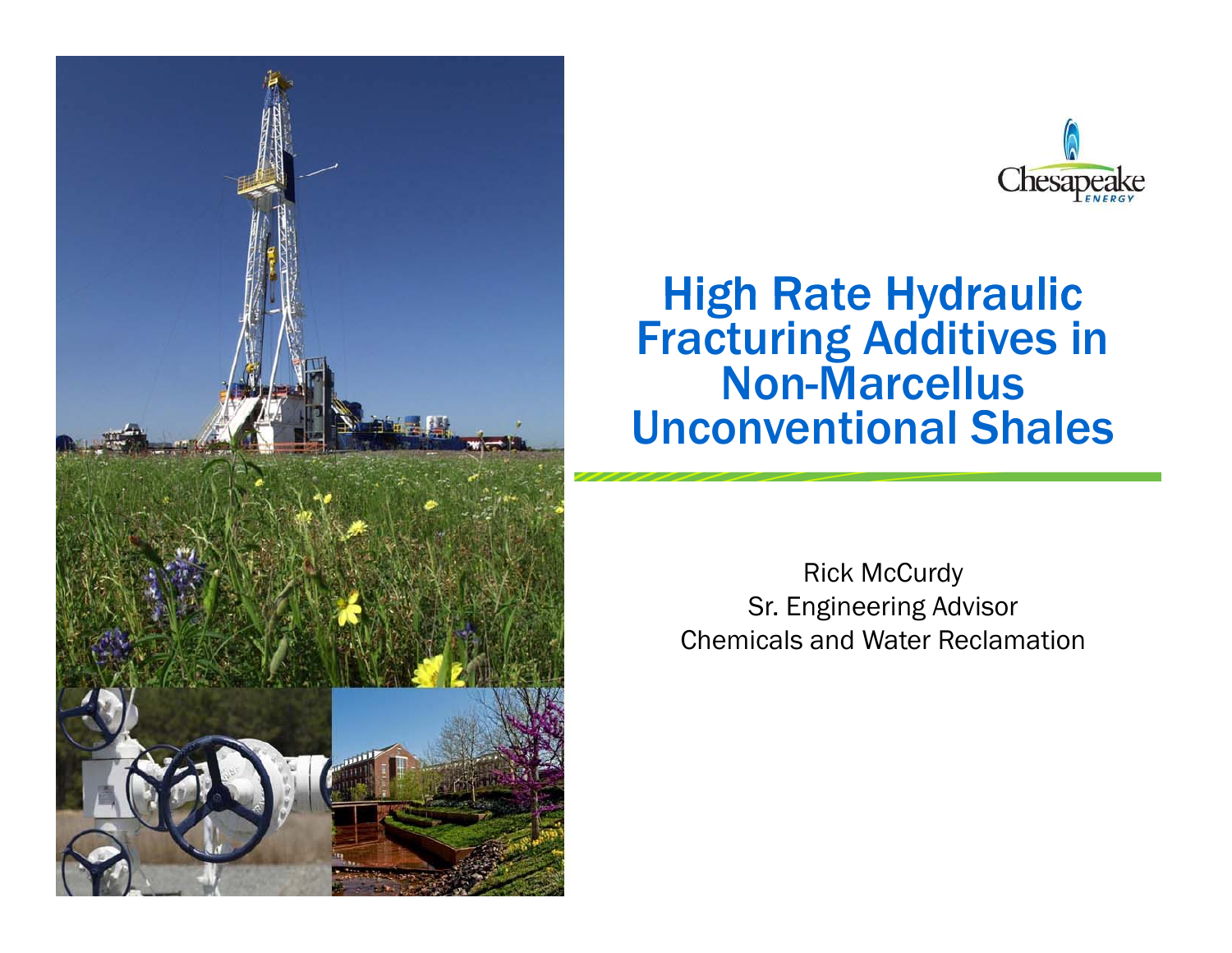# High Rate Hydraulic Fracturing Additives in Non-Marcellus Unconventional Shales

Rick McCurdy
Sr. Engineering Advisor
Chemicals and Water Reclamation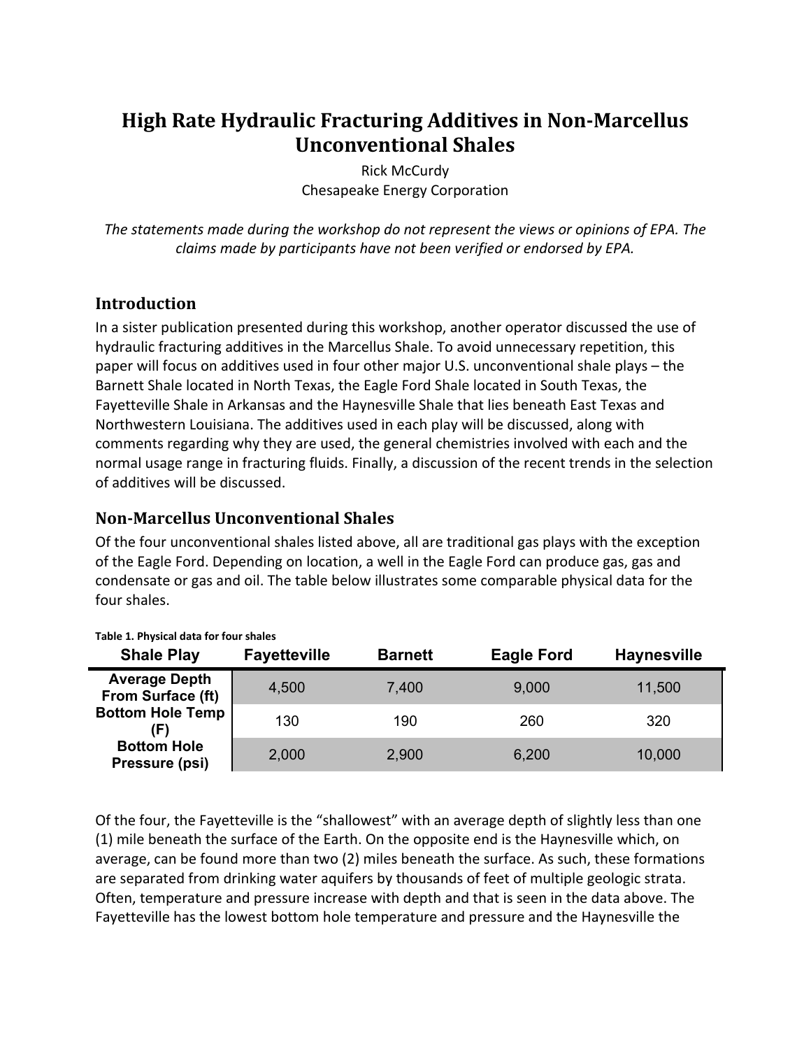# High Rate Hydraulic Fracturing Additives in Non-Marcellus Unconventional Shales

Rick McCurdy
Chesapeake Energy Corporation

*The statements made during the workshop do not represent the views or opinions of EPA. The claims made by participants have not been verified or endorsed by EPA.*

## Introduction

In a sister publication presented during this workshop, another operator discussed the use of hydraulic fracturing additives in the Marcellus Shale. To avoid unnecessary repetition, this paper will focus on additives used in four other major U.S. unconventional shale plays – the Barnett Shale located in North Texas, the Eagle Ford Shale located in South Texas, the Fayetteville Shale in Arkansas and the Haynesville Shale that lies beneath East Texas and Northwestern Louisiana. The additives used in each play will be discussed, along with comments regarding why they are used, the general chemistries involved with each and the normal usage range in fracturing fluids. Finally, a discussion of the recent trends in the selection of additives will be discussed.

## Non-Marcellus Unconventional Shales

Of the four unconventional shales listed above, all are traditional gas plays with the exception of the Eagle Ford. Depending on location, a well in the Eagle Ford can produce gas, gas and condensate or gas and oil. The table below illustrates some comparable physical data for the four shales.

**Table 1. Physical data for four shales**

| Shale Play | Fayetteville | Barnett | Eagle Ford | Haynesville |
|---|---|---|---|---|
| Average Depth From Surface (ft) | 4,500 | 7,400 | 9,000 | 11,500 |
| Bottom Hole Temp (F) | 130 | 190 | 260 | 320 |
| Bottom Hole Pressure (psi) | 2,000 | 2,900 | 6,200 | 10,000 |

Of the four, the Fayetteville is the "shallowest" with an average depth of slightly less than one (1) mile beneath the surface of the Earth. On the opposite end is the Haynesville which, on average, can be found more than two (2) miles beneath the surface. As such, these formations are separated from drinking water aquifers by thousands of feet of multiple geologic strata. Often, temperature and pressure increase with depth and that is seen in the data above. The Fayetteville has the lowest bottom hole temperature and pressure and the Haynesville the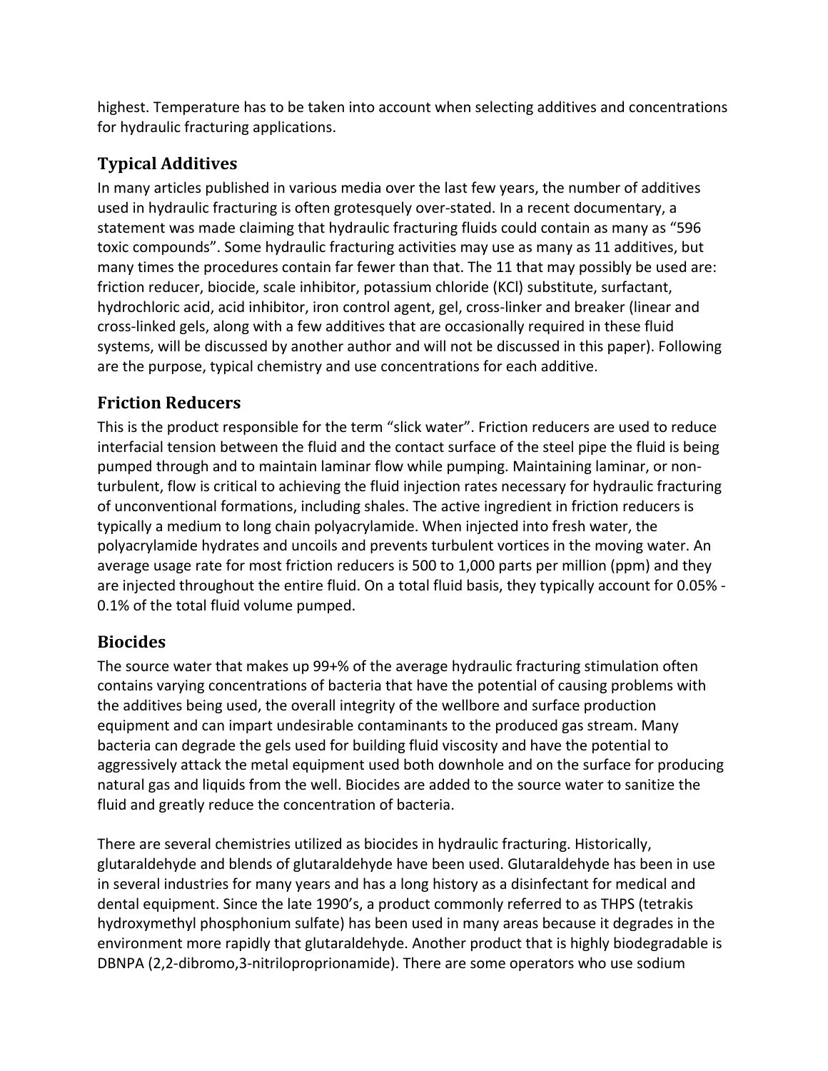highest. Temperature has to be taken into account when selecting additives and concentrations for hydraulic fracturing applications.

## Typical Additives

In many articles published in various media over the last few years, the number of additives used in hydraulic fracturing is often grotesquely over-stated. In a recent documentary, a statement was made claiming that hydraulic fracturing fluids could contain as many as "596 toxic compounds". Some hydraulic fracturing activities may use as many as 11 additives, but many times the procedures contain far fewer than that. The 11 that may possibly be used are: friction reducer, biocide, scale inhibitor, potassium chloride (KCl) substitute, surfactant, hydrochloric acid, acid inhibitor, iron control agent, gel, cross-linker and breaker (linear and cross-linked gels, along with a few additives that are occasionally required in these fluid systems, will be discussed by another author and will not be discussed in this paper). Following are the purpose, typical chemistry and use concentrations for each additive.

## Friction Reducers

This is the product responsible for the term "slick water". Friction reducers are used to reduce interfacial tension between the fluid and the contact surface of the steel pipe the fluid is being pumped through and to maintain laminar flow while pumping. Maintaining laminar, or non-turbulent, flow is critical to achieving the fluid injection rates necessary for hydraulic fracturing of unconventional formations, including shales. The active ingredient in friction reducers is typically a medium to long chain polyacrylamide. When injected into fresh water, the polyacrylamide hydrates and uncoils and prevents turbulent vortices in the moving water. An average usage rate for most friction reducers is 500 to 1,000 parts per million (ppm) and they are injected throughout the entire fluid. On a total fluid basis, they typically account for 0.05% - 0.1% of the total fluid volume pumped.

## Biocides

The source water that makes up 99+% of the average hydraulic fracturing stimulation often contains varying concentrations of bacteria that have the potential of causing problems with the additives being used, the overall integrity of the wellbore and surface production equipment and can impart undesirable contaminants to the produced gas stream. Many bacteria can degrade the gels used for building fluid viscosity and have the potential to aggressively attack the metal equipment used both downhole and on the surface for producing natural gas and liquids from the well. Biocides are added to the source water to sanitize the fluid and greatly reduce the concentration of bacteria.

There are several chemistries utilized as biocides in hydraulic fracturing. Historically, glutaraldehyde and blends of glutaraldehyde have been used. Glutaraldehyde has been in use in several industries for many years and has a long history as a disinfectant for medical and dental equipment. Since the late 1990's, a product commonly referred to as THPS (tetrakis hydroxymethyl phosphonium sulfate) has been used in many areas because it degrades in the environment more rapidly that glutaraldehyde. Another product that is highly biodegradable is DBNPA (2,2-dibromo,3-nitriloproprionamide). There are some operators who use sodium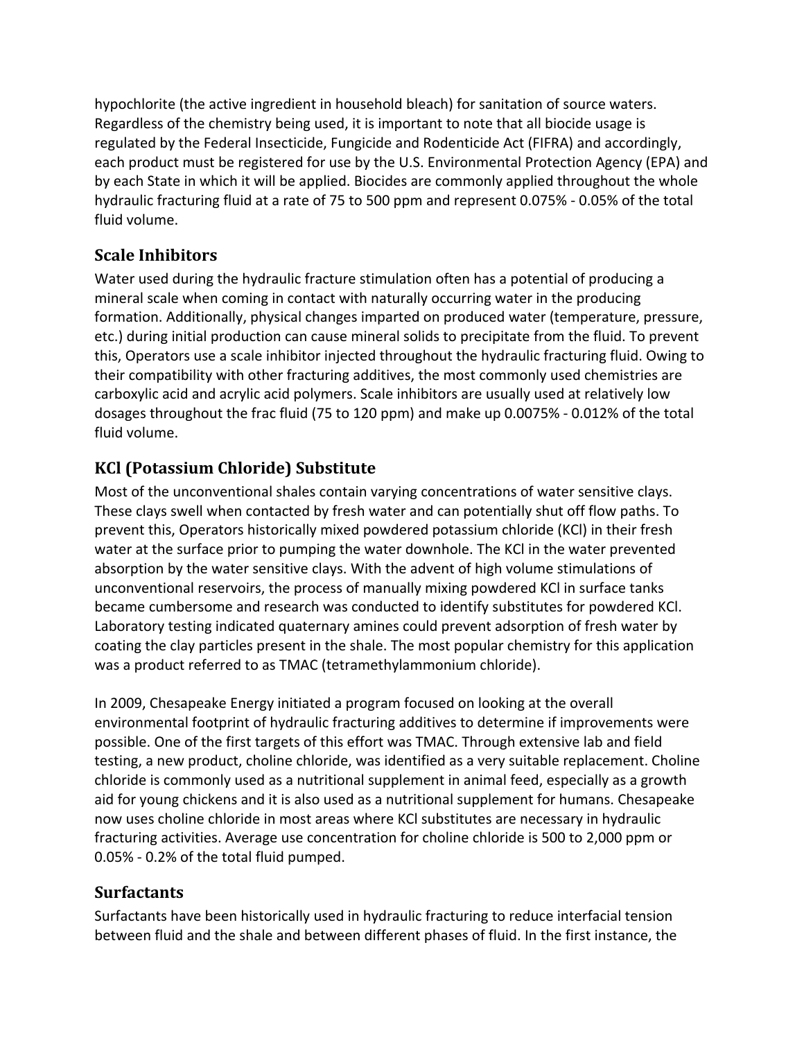hypochlorite (the active ingredient in household bleach) for sanitation of source waters. Regardless of the chemistry being used, it is important to note that all biocide usage is regulated by the Federal Insecticide, Fungicide and Rodenticide Act (FIFRA) and accordingly, each product must be registered for use by the U.S. Environmental Protection Agency (EPA) and by each State in which it will be applied. Biocides are commonly applied throughout the whole hydraulic fracturing fluid at a rate of 75 to 500 ppm and represent 0.075% - 0.05% of the total fluid volume.

## Scale Inhibitors

Water used during the hydraulic fracture stimulation often has a potential of producing a mineral scale when coming in contact with naturally occurring water in the producing formation. Additionally, physical changes imparted on produced water (temperature, pressure, etc.) during initial production can cause mineral solids to precipitate from the fluid. To prevent this, Operators use a scale inhibitor injected throughout the hydraulic fracturing fluid. Owing to their compatibility with other fracturing additives, the most commonly used chemistries are carboxylic acid and acrylic acid polymers. Scale inhibitors are usually used at relatively low dosages throughout the frac fluid (75 to 120 ppm) and make up 0.0075% - 0.012% of the total fluid volume.

## KCl (Potassium Chloride) Substitute

Most of the unconventional shales contain varying concentrations of water sensitive clays. These clays swell when contacted by fresh water and can potentially shut off flow paths. To prevent this, Operators historically mixed powdered potassium chloride (KCl) in their fresh water at the surface prior to pumping the water downhole. The KCl in the water prevented absorption by the water sensitive clays. With the advent of high volume stimulations of unconventional reservoirs, the process of manually mixing powdered KCl in surface tanks became cumbersome and research was conducted to identify substitutes for powdered KCl. Laboratory testing indicated quaternary amines could prevent adsorption of fresh water by coating the clay particles present in the shale. The most popular chemistry for this application was a product referred to as TMAC (tetramethylammonium chloride).

In 2009, Chesapeake Energy initiated a program focused on looking at the overall environmental footprint of hydraulic fracturing additives to determine if improvements were possible. One of the first targets of this effort was TMAC. Through extensive lab and field testing, a new product, choline chloride, was identified as a very suitable replacement. Choline chloride is commonly used as a nutritional supplement in animal feed, especially as a growth aid for young chickens and it is also used as a nutritional supplement for humans. Chesapeake now uses choline chloride in most areas where KCl substitutes are necessary in hydraulic fracturing activities. Average use concentration for choline chloride is 500 to 2,000 ppm or 0.05% - 0.2% of the total fluid pumped.

## Surfactants

Surfactants have been historically used in hydraulic fracturing to reduce interfacial tension between fluid and the shale and between different phases of fluid. In the first instance, the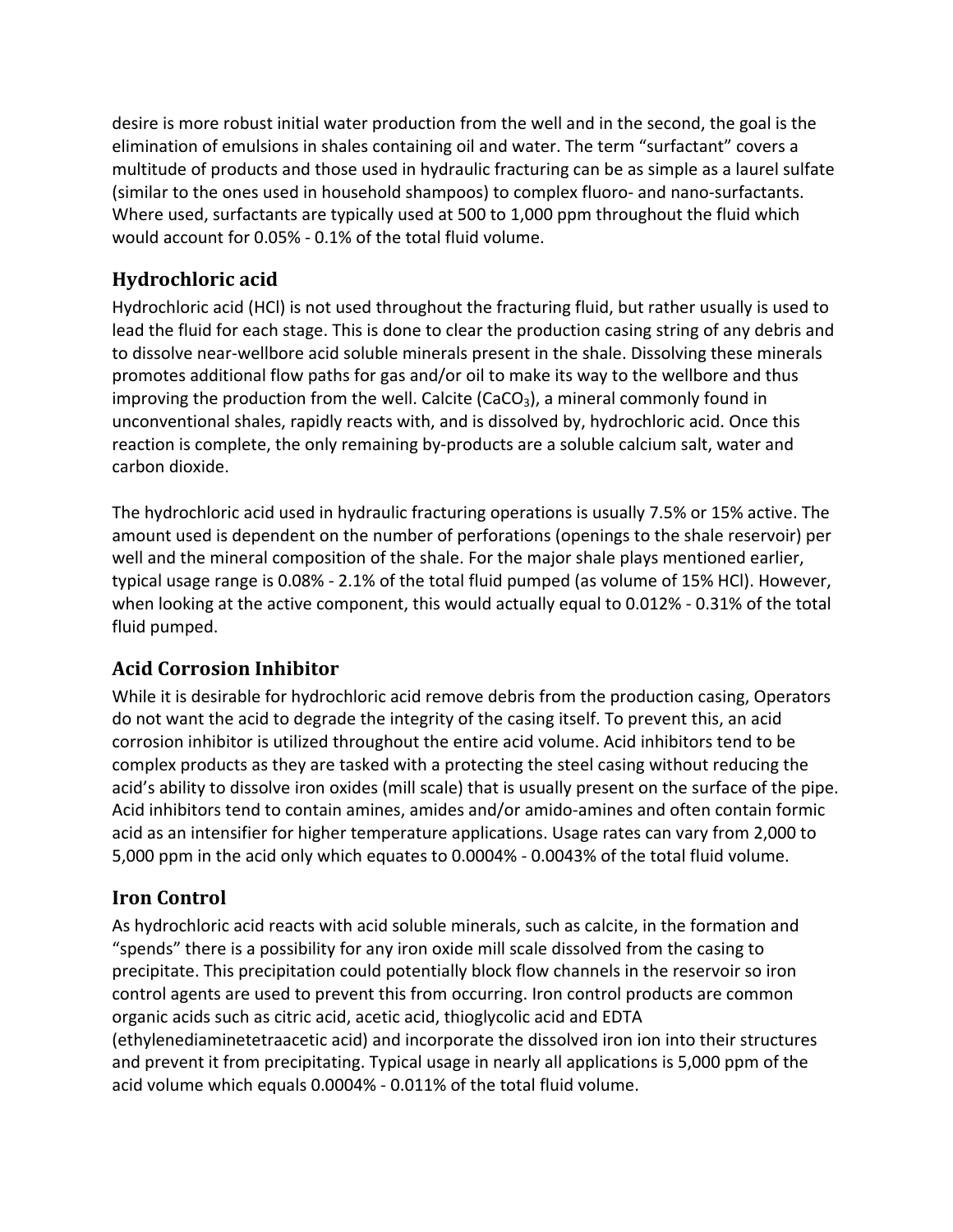desire is more robust initial water production from the well and in the second, the goal is the elimination of emulsions in shales containing oil and water. The term "surfactant" covers a multitude of products and those used in hydraulic fracturing can be as simple as a laurel sulfate (similar to the ones used in household shampoos) to complex fluoro- and nano-surfactants. Where used, surfactants are typically used at 500 to 1,000 ppm throughout the fluid which would account for 0.05% - 0.1% of the total fluid volume.

## Hydrochloric acid

Hydrochloric acid (HCl) is not used throughout the fracturing fluid, but rather usually is used to lead the fluid for each stage. This is done to clear the production casing string of any debris and to dissolve near-wellbore acid soluble minerals present in the shale. Dissolving these minerals promotes additional flow paths for gas and/or oil to make its way to the wellbore and thus improving the production from the well. Calcite ($CaCO_3$), a mineral commonly found in unconventional shales, rapidly reacts with, and is dissolved by, hydrochloric acid. Once this reaction is complete, the only remaining by-products are a soluble calcium salt, water and carbon dioxide.

The hydrochloric acid used in hydraulic fracturing operations is usually 7.5% or 15% active. The amount used is dependent on the number of perforations (openings to the shale reservoir) per well and the mineral composition of the shale. For the major shale plays mentioned earlier, typical usage range is 0.08% - 2.1% of the total fluid pumped (as volume of 15% HCl). However, when looking at the active component, this would actually equal to 0.012% - 0.31% of the total fluid pumped.

## Acid Corrosion Inhibitor

While it is desirable for hydrochloric acid remove debris from the production casing, Operators do not want the acid to degrade the integrity of the casing itself. To prevent this, an acid corrosion inhibitor is utilized throughout the entire acid volume. Acid inhibitors tend to be complex products as they are tasked with a protecting the steel casing without reducing the acid's ability to dissolve iron oxides (mill scale) that is usually present on the surface of the pipe. Acid inhibitors tend to contain amines, amides and/or amido-amines and often contain formic acid as an intensifier for higher temperature applications. Usage rates can vary from 2,000 to 5,000 ppm in the acid only which equates to 0.0004% - 0.0043% of the total fluid volume.

## Iron Control

As hydrochloric acid reacts with acid soluble minerals, such as calcite, in the formation and "spends" there is a possibility for any iron oxide mill scale dissolved from the casing to precipitate. This precipitation could potentially block flow channels in the reservoir so iron control agents are used to prevent this from occurring. Iron control products are common organic acids such as citric acid, acetic acid, thioglycolic acid and EDTA (ethylenediaminetetraacetic acid) and incorporate the dissolved iron ion into their structures and prevent it from precipitating. Typical usage in nearly all applications is 5,000 ppm of the acid volume which equals 0.0004% - 0.011% of the total fluid volume.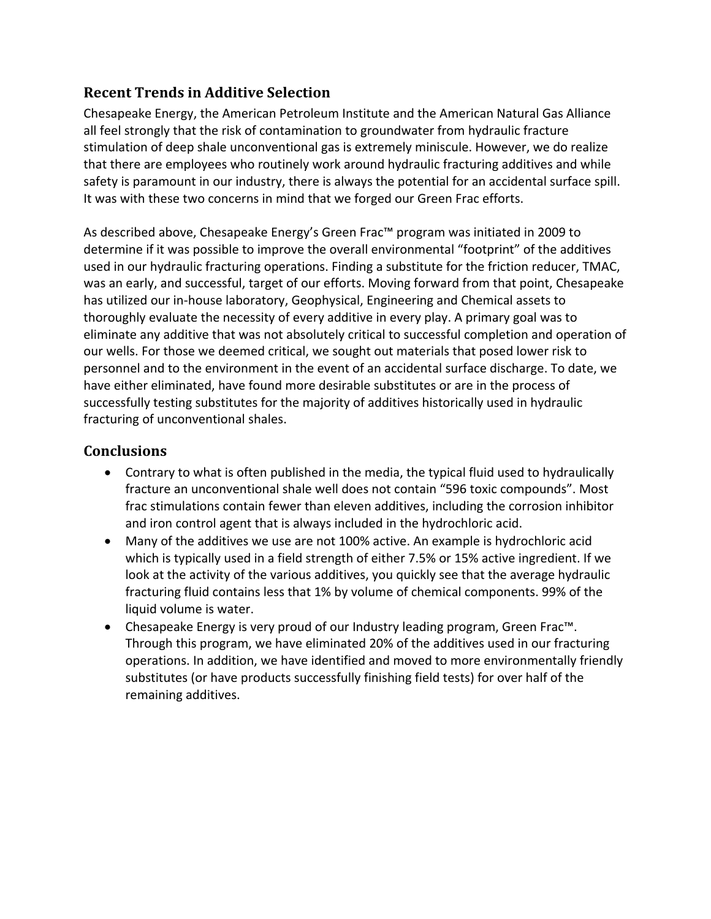## Recent Trends in Additive Selection

Chesapeake Energy, the American Petroleum Institute and the American Natural Gas Alliance all feel strongly that the risk of contamination to groundwater from hydraulic fracture stimulation of deep shale unconventional gas is extremely miniscule. However, we do realize that there are employees who routinely work around hydraulic fracturing additives and while safety is paramount in our industry, there is always the potential for an accidental surface spill. It was with these two concerns in mind that we forged our Green Frac efforts.

As described above, Chesapeake Energy's Green Frac™ program was initiated in 2009 to determine if it was possible to improve the overall environmental "footprint" of the additives used in our hydraulic fracturing operations. Finding a substitute for the friction reducer, TMAC, was an early, and successful, target of our efforts. Moving forward from that point, Chesapeake has utilized our in-house laboratory, Geophysical, Engineering and Chemical assets to thoroughly evaluate the necessity of every additive in every play. A primary goal was to eliminate any additive that was not absolutely critical to successful completion and operation of our wells. For those we deemed critical, we sought out materials that posed lower risk to personnel and to the environment in the event of an accidental surface discharge. To date, we have either eliminated, have found more desirable substitutes or are in the process of successfully testing substitutes for the majority of additives historically used in hydraulic fracturing of unconventional shales.

## Conclusions

- Contrary to what is often published in the media, the typical fluid used to hydraulically fracture an unconventional shale well does not contain "596 toxic compounds". Most frac stimulations contain fewer than eleven additives, including the corrosion inhibitor and iron control agent that is always included in the hydrochloric acid.
- Many of the additives we use are not 100% active. An example is hydrochloric acid which is typically used in a field strength of either 7.5% or 15% active ingredient. If we look at the activity of the various additives, you quickly see that the average hydraulic fracturing fluid contains less that 1% by volume of chemical components. 99% of the liquid volume is water.
- Chesapeake Energy is very proud of our Industry leading program, Green Frac™. Through this program, we have eliminated 20% of the additives used in our fracturing operations. In addition, we have identified and moved to more environmentally friendly substitutes (or have products successfully finishing field tests) for over half of the remaining additives.